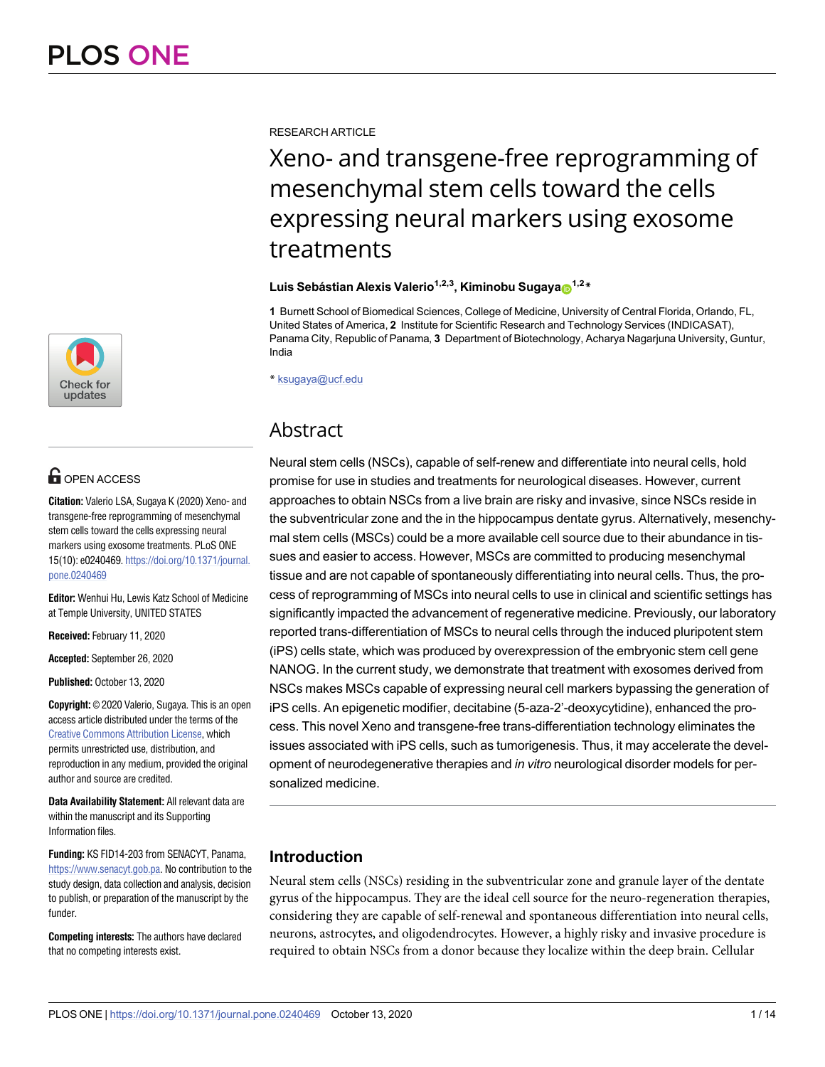RESEARCH ARTICLE

# Xeno- and transgene-free reprogramming of mesenchymal stem cells toward the cells expressing neural markers using exosome treatments

**Luis Sebástian Alexis Valerio[1,2,3], Kiminobu Sugaya[1,2]***

**1** Burnett School of Biomedical Sciences, College of Medicine, University of Central Florida, Orlando, FL, United States of America, **2** Institute for Scientific Research and Technology Services (INDICASAT), Panama City, Republic of Panama, **3** Department of Biotechnology, Acharya Nagarjuna University, Guntur, India

* ksugaya@ucf.edu

OPEN ACCESS

**Citation:** Valerio LSA, Sugaya K (2020) Xeno- and transgene-free reprogramming of mesenchymal stem cells toward the cells expressing neural markers using exosome treatments. PLoS ONE 15(10): e0240469. https://doi.org/10.1371/journal.pone.0240469

**Editor:** Wenhui Hu, Lewis Katz School of Medicine at Temple University, UNITED STATES

**Received:** February 11, 2020

**Accepted:** September 26, 2020

**Published:** October 13, 2020

**Copyright:** © 2020 Valerio, Sugaya. This is an open access article distributed under the terms of the Creative Commons Attribution License, which permits unrestricted use, distribution, and reproduction in any medium, provided the original author and source are credited.

**Data Availability Statement:** All relevant data are within the manuscript and its Supporting Information files.

**Funding:** KS FID14-203 from SENACYT, Panama, https://www.senacyt.gob.pa. No contribution to the study design, data collection and analysis, decision to publish, or preparation of the manuscript by the funder.

**Competing interests:** The authors have declared that no competing interests exist.

## Abstract

Neural stem cells (NSCs), capable of self-renew and differentiate into neural cells, hold promise for use in studies and treatments for neurological diseases. However, current approaches to obtain NSCs from a live brain are risky and invasive, since NSCs reside in the subventricular zone and the in the hippocampus dentate gyrus. Alternatively, mesenchymal stem cells (MSCs) could be a more available cell source due to their abundance in tissues and easier to access. However, MSCs are committed to producing mesenchymal tissue and are not capable of spontaneously differentiating into neural cells. Thus, the process of reprogramming of MSCs into neural cells to use in clinical and scientific settings has significantly impacted the advancement of regenerative medicine. Previously, our laboratory reported trans-differentiation of MSCs to neural cells through the induced pluripotent stem (iPS) cells state, which was produced by overexpression of the embryonic stem cell gene NANOG. In the current study, we demonstrate that treatment with exosomes derived from NSCs makes MSCs capable of expressing neural cell markers bypassing the generation of iPS cells. An epigenetic modifier, decitabine (5-aza-2'-deoxycytidine), enhanced the process. This novel Xeno and transgene-free trans-differentiation technology eliminates the issues associated with iPS cells, such as tumorigenesis. Thus, it may accelerate the development of neurodegenerative therapies and *in vitro* neurological disorder models for personalized medicine.

## Introduction

Neural stem cells (NSCs) residing in the subventricular zone and granule layer of the dentate gyrus of the hippocampus. They are the ideal cell source for the neuro-regeneration therapies, considering they are capable of self-renewal and spontaneous differentiation into neural cells, neurons, astrocytes, and oligodendrocytes. However, a highly risky and invasive procedure is required to obtain NSCs from a donor because they localize within the deep brain. Cellular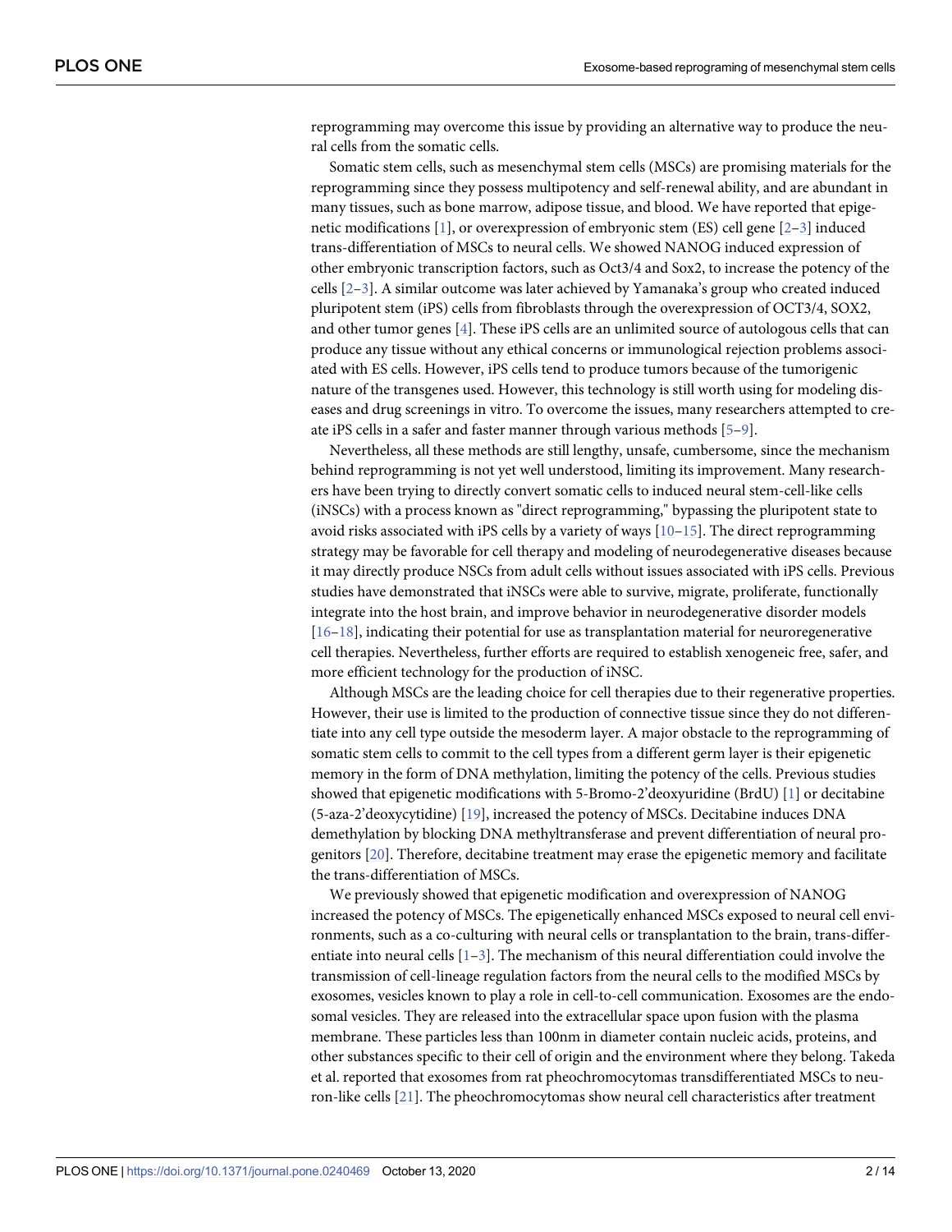reprogramming may overcome this issue by providing an alternative way to produce the neural cells from the somatic cells.

Somatic stem cells, such as mesenchymal stem cells (MSCs) are promising materials for the reprogramming since they possess multipotency and self-renewal ability, and are abundant in many tissues, such as bone marrow, adipose tissue, and blood. We have reported that epigenetic modifications [1], or overexpression of embryonic stem (ES) cell gene [2–3] induced trans-differentiation of MSCs to neural cells. We showed NANOG induced expression of other embryonic transcription factors, such as Oct3/4 and Sox2, to increase the potency of the cells [2–3]. A similar outcome was later achieved by Yamanaka's group who created induced pluripotent stem (iPS) cells from fibroblasts through the overexpression of OCT3/4, SOX2, and other tumor genes [4]. These iPS cells are an unlimited source of autologous cells that can produce any tissue without any ethical concerns or immunological rejection problems associated with ES cells. However, iPS cells tend to produce tumors because of the tumorigenic nature of the transgenes used. However, this technology is still worth using for modeling diseases and drug screenings in vitro. To overcome the issues, many researchers attempted to create iPS cells in a safer and faster manner through various methods [5–9].

Nevertheless, all these methods are still lengthy, unsafe, cumbersome, since the mechanism behind reprogramming is not yet well understood, limiting its improvement. Many researchers have been trying to directly convert somatic cells to induced neural stem-cell-like cells (iNSCs) with a process known as "direct reprogramming," bypassing the pluripotent state to avoid risks associated with iPS cells by a variety of ways [10–15]. The direct reprogramming strategy may be favorable for cell therapy and modeling of neurodegenerative diseases because it may directly produce NSCs from adult cells without issues associated with iPS cells. Previous studies have demonstrated that iNSCs were able to survive, migrate, proliferate, functionally integrate into the host brain, and improve behavior in neurodegenerative disorder models [16–18], indicating their potential for use as transplantation material for neuroregenerative cell therapies. Nevertheless, further efforts are required to establish xenogeneic free, safer, and more efficient technology for the production of iNSC.

Although MSCs are the leading choice for cell therapies due to their regenerative properties. However, their use is limited to the production of connective tissue since they do not differentiate into any cell type outside the mesoderm layer. A major obstacle to the reprogramming of somatic stem cells to commit to the cell types from a different germ layer is their epigenetic memory in the form of DNA methylation, limiting the potency of the cells. Previous studies showed that epigenetic modifications with 5-Bromo-2'deoxyuridine (BrdU) [1] or decitabine (5-aza-2'deoxycytidine) [19], increased the potency of MSCs. Decitabine induces DNA demethylation by blocking DNA methyltransferase and prevent differentiation of neural progenitors [20]. Therefore, decitabine treatment may erase the epigenetic memory and facilitate the trans-differentiation of MSCs.

We previously showed that epigenetic modification and overexpression of NANOG increased the potency of MSCs. The epigenetically enhanced MSCs exposed to neural cell environments, such as a co-culturing with neural cells or transplantation to the brain, trans-differentiate into neural cells [1–3]. The mechanism of this neural differentiation could involve the transmission of cell-lineage regulation factors from the neural cells to the modified MSCs by exosomes, vesicles known to play a role in cell-to-cell communication. Exosomes are the endosomal vesicles. They are released into the extracellular space upon fusion with the plasma membrane. These particles less than 100nm in diameter contain nucleic acids, proteins, and other substances specific to their cell of origin and the environment where they belong. Takeda et al. reported that exosomes from rat pheochromocytomas transdifferentiated MSCs to neuron-like cells [21]. The pheochromocytomas show neural cell characteristics after treatment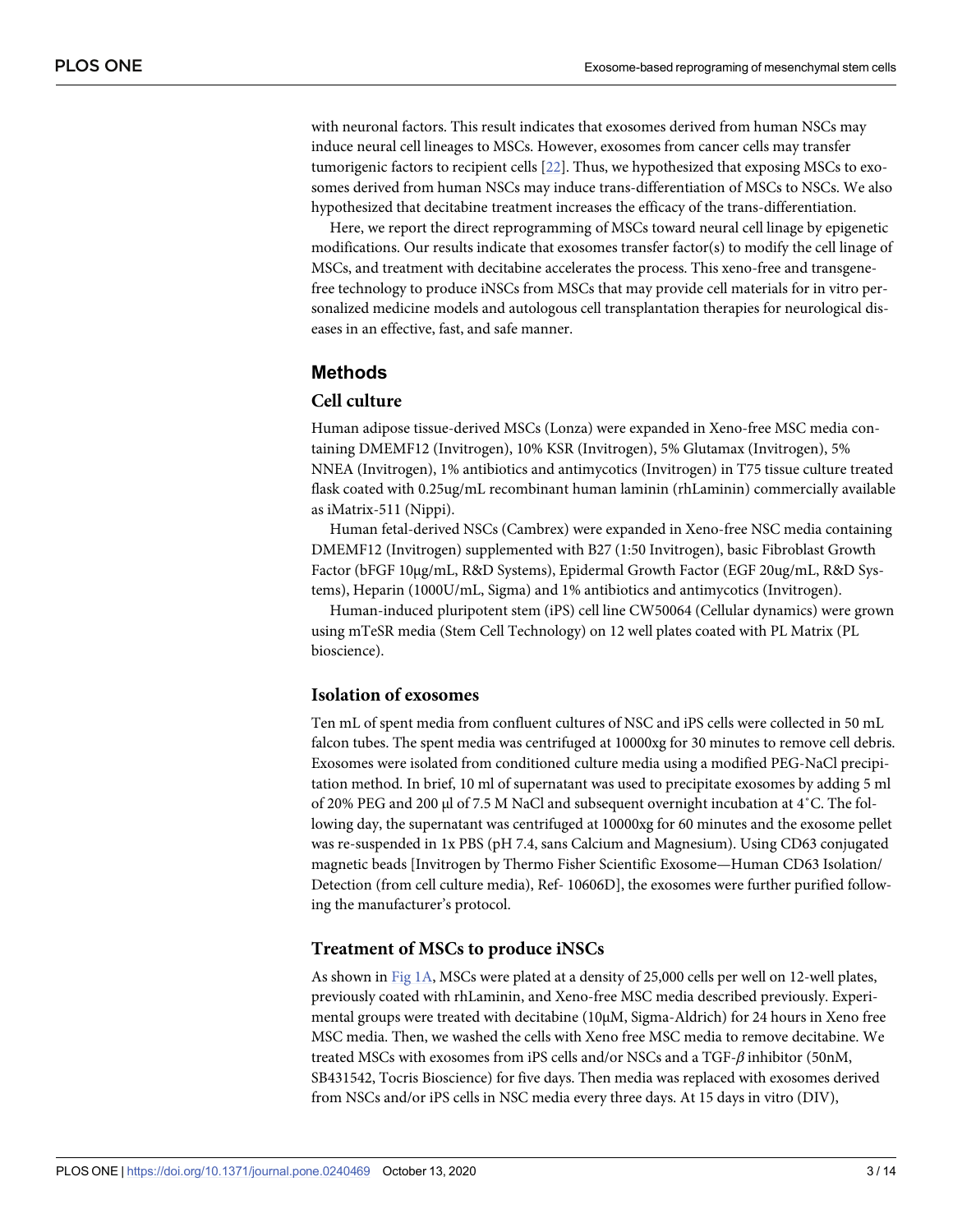with neuronal factors. This result indicates that exosomes derived from human NSCs may induce neural cell lineages to MSCs. However, exosomes from cancer cells may transfer tumorigenic factors to recipient cells [22]. Thus, we hypothesized that exposing MSCs to exosomes derived from human NSCs may induce trans-differentiation of MSCs to NSCs. We also hypothesized that decitabine treatment increases the efficacy of the trans-differentiation.

Here, we report the direct reprogramming of MSCs toward neural cell linage by epigenetic modifications. Our results indicate that exosomes transfer factor(s) to modify the cell linage of MSCs, and treatment with decitabine accelerates the process. This xeno-free and transgene-free technology to produce iNSCs from MSCs that may provide cell materials for in vitro personalized medicine models and autologous cell transplantation therapies for neurological diseases in an effective, fast, and safe manner.

## Methods

### Cell culture

Human adipose tissue-derived MSCs (Lonza) were expanded in Xeno-free MSC media containing DMEMF12 (Invitrogen), 10% KSR (Invitrogen), 5% Glutamax (Invitrogen), 5% NNEA (Invitrogen), 1% antibiotics and antimycotics (Invitrogen) in T75 tissue culture treated flask coated with 0.25ug/mL recombinant human laminin (rhLaminin) commercially available as iMatrix-511 (Nippi).

Human fetal-derived NSCs (Cambrex) were expanded in Xeno-free NSC media containing DMEMF12 (Invitrogen) supplemented with B27 (1:50 Invitrogen), basic Fibroblast Growth Factor (bFGF 10μg/mL, R&D Systems), Epidermal Growth Factor (EGF 20ug/mL, R&D Systems), Heparin (1000U/mL, Sigma) and 1% antibiotics and antimycotics (Invitrogen).

Human-induced pluripotent stem (iPS) cell line CW50064 (Cellular dynamics) were grown using mTeSR media (Stem Cell Technology) on 12 well plates coated with PL Matrix (PL bioscience).

### Isolation of exosomes

Ten mL of spent media from confluent cultures of NSC and iPS cells were collected in 50 mL falcon tubes. The spent media was centrifuged at 10000xg for 30 minutes to remove cell debris. Exosomes were isolated from conditioned culture media using a modified PEG-NaCl precipitation method. In brief, 10 ml of supernatant was used to precipitate exosomes by adding 5 ml of 20% PEG and 200 μl of 7.5 M NaCl and subsequent overnight incubation at 4˚C. The following day, the supernatant was centrifuged at 10000xg for 60 minutes and the exosome pellet was re-suspended in 1x PBS (pH 7.4, sans Calcium and Magnesium). Using CD63 conjugated magnetic beads [Invitrogen by Thermo Fisher Scientific Exosome—Human CD63 Isolation/Detection (from cell culture media), Ref- 10606D], the exosomes were further purified following the manufacturer's protocol.

### Treatment of MSCs to produce iNSCs

As shown in Fig 1A, MSCs were plated at a density of 25,000 cells per well on 12-well plates, previously coated with rhLaminin, and Xeno-free MSC media described previously. Experimental groups were treated with decitabine (10μM, Sigma-Aldrich) for 24 hours in Xeno free MSC media. Then, we washed the cells with Xeno free MSC media to remove decitabine. We treated MSCs with exosomes from iPS cells and/or NSCs and a TGF-$\beta$ inhibitor (50nM, SB431542, Tocris Bioscience) for five days. Then media was replaced with exosomes derived from NSCs and/or iPS cells in NSC media every three days. At 15 days in vitro (DIV),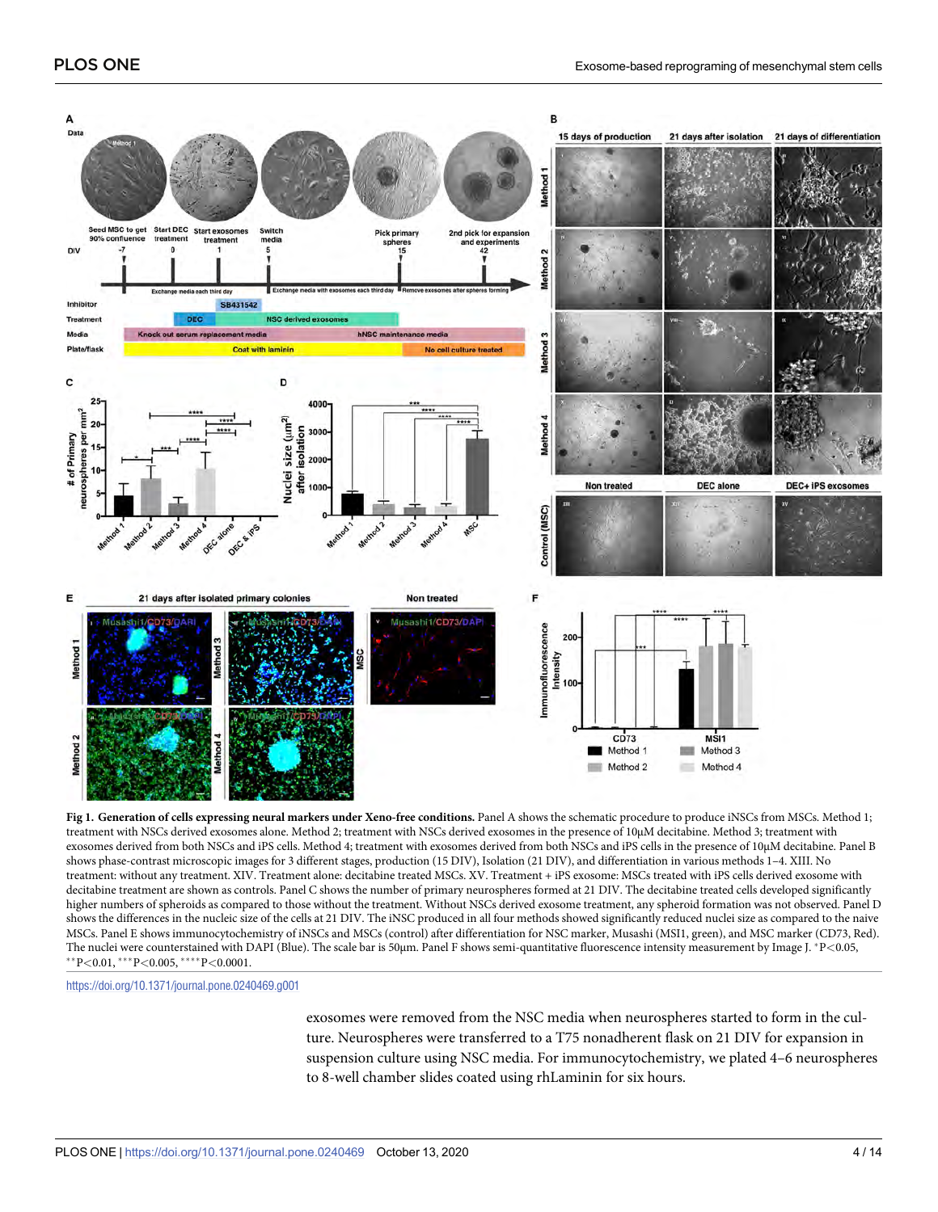**Fig 1. Generation of cells expressing neural markers under Xeno-free conditions.** Panel A shows the schematic procedure to produce iNSCs from MSCs. Method 1; treatment with NSCs derived exosomes alone. Method 2; treatment with NSCs derived exosomes in the presence of 10μM decitabine. Method 3; treatment with exosomes derived from both NSCs and iPS cells. Method 4; treatment with exosomes derived from both NSCs and iPS cells in the presence of 10μM decitabine. Panel B shows phase-contrast microscopic images for 3 different stages, production (15 DIV), Isolation (21 DIV), and differentiation in various methods 1–4. XIII. No treatment: without any treatment. XIV. Treatment alone: decitabine treated MSCs. XV. Treatment + iPS exosome: MSCs treated with iPS cells derived exosome with decitabine treatment are shown as controls. Panel C shows the number of primary neurospheres formed at 21 DIV. The decitabine treated cells developed significantly higher numbers of spheroids as compared to those without the treatment. Without NSCs derived exosome treatment, any spheroid formation was not observed. Panel D shows the differences in the nucleic size of the cells at 21 DIV. The iNSC produced in all four methods showed significantly reduced nuclei size as compared to the naive MSCs. Panel E shows immunocytochemistry of iNSCs and MSCs (control) after differentiation for NSC marker, Musashi (MSI1, green), and MSC marker (CD73, Red). The nuclei were counterstained with DAPI (Blue). The scale bar is 50μm. Panel F shows semi-quantitative fluorescence intensity measurement by Image J. *P<0.05, **P<0.01, ***P<0.005, ****P<0.0001.

https://doi.org/10.1371/journal.pone.0240469.g001

exosomes were removed from the NSC media when neurospheres started to form in the culture. Neurospheres were transferred to a T75 nonadherent flask on 21 DIV for expansion in suspension culture using NSC media. For immunocytochemistry, we plated 4–6 neurospheres to 8-well chamber slides coated using rhLaminin for six hours.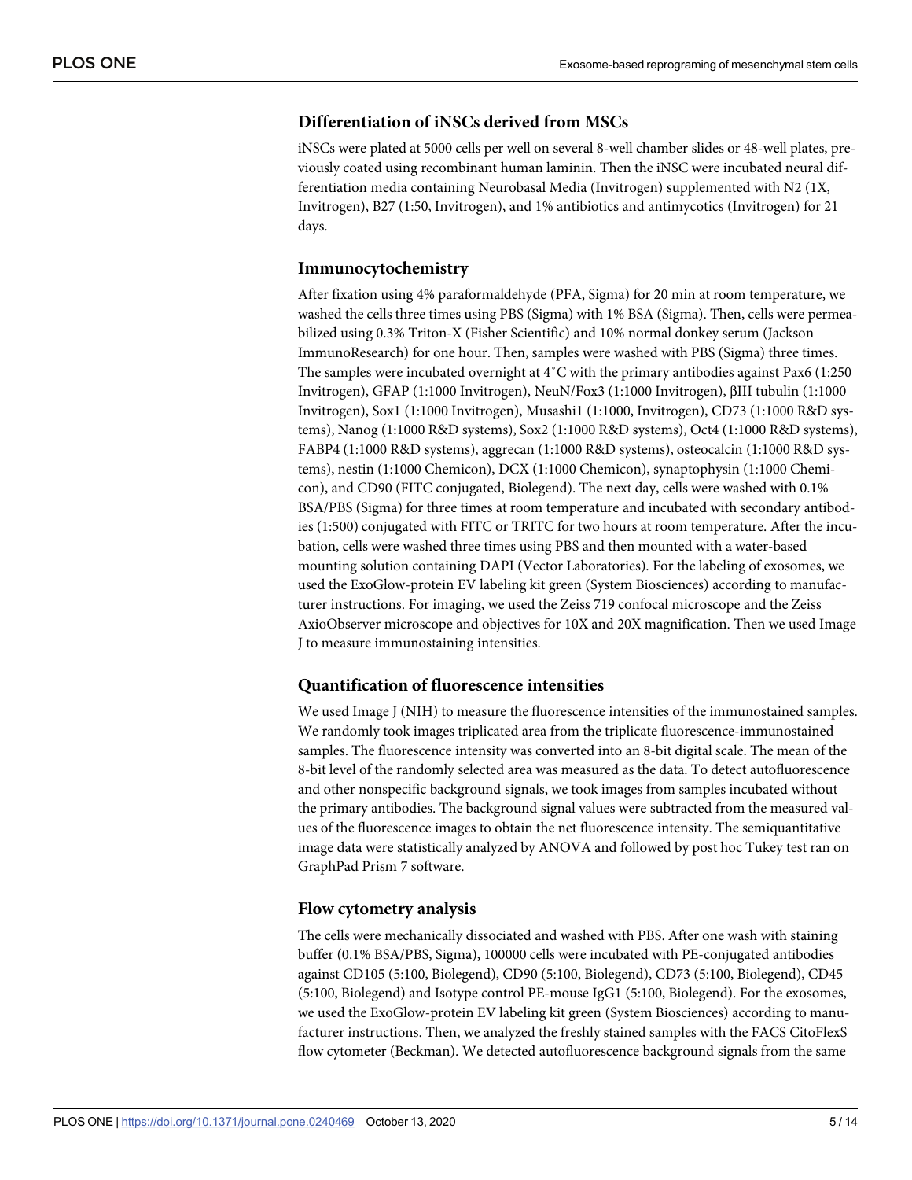### Differentiation of iNSCs derived from MSCs

iNSCs were plated at 5000 cells per well on several 8-well chamber slides or 48-well plates, previously coated using recombinant human laminin. Then the iNSC were incubated neural differentiation media containing Neurobasal Media (Invitrogen) supplemented with N2 (1X, Invitrogen), B27 (1:50, Invitrogen), and 1% antibiotics and antimycotics (Invitrogen) for 21 days.

### Immunocytochemistry

After fixation using 4% paraformaldehyde (PFA, Sigma) for 20 min at room temperature, we washed the cells three times using PBS (Sigma) with 1% BSA (Sigma). Then, cells were permeabilized using 0.3% Triton-X (Fisher Scientific) and 10% normal donkey serum (Jackson ImmunoResearch) for one hour. Then, samples were washed with PBS (Sigma) three times. The samples were incubated overnight at 4˚C with the primary antibodies against Pax6 (1:250 Invitrogen), GFAP (1:1000 Invitrogen), NeuN/Fox3 (1:1000 Invitrogen), βIII tubulin (1:1000 Invitrogen), Sox1 (1:1000 Invitrogen), Musashi1 (1:1000, Invitrogen), CD73 (1:1000 R&D systems), Nanog (1:1000 R&D systems), Sox2 (1:1000 R&D systems), Oct4 (1:1000 R&D systems), FABP4 (1:1000 R&D systems), aggrecan (1:1000 R&D systems), osteocalcin (1:1000 R&D systems), nestin (1:1000 Chemicon), DCX (1:1000 Chemicon), synaptophysin (1:1000 Chemicon), and CD90 (FITC conjugated, Biolegend). The next day, cells were washed with 0.1% BSA/PBS (Sigma) for three times at room temperature and incubated with secondary antibodies (1:500) conjugated with FITC or TRITC for two hours at room temperature. After the incubation, cells were washed three times using PBS and then mounted with a water-based mounting solution containing DAPI (Vector Laboratories). For the labeling of exosomes, we used the ExoGlow-protein EV labeling kit green (System Biosciences) according to manufacturer instructions. For imaging, we used the Zeiss 719 confocal microscope and the Zeiss AxioObserver microscope and objectives for 10X and 20X magnification. Then we used Image J to measure immunostaining intensities.

### Quantification of fluorescence intensities

We used Image J (NIH) to measure the fluorescence intensities of the immunostained samples. We randomly took images triplicated area from the triplicate fluorescence-immunostained samples. The fluorescence intensity was converted into an 8-bit digital scale. The mean of the 8-bit level of the randomly selected area was measured as the data. To detect autofluorescence and other nonspecific background signals, we took images from samples incubated without the primary antibodies. The background signal values were subtracted from the measured values of the fluorescence images to obtain the net fluorescence intensity. The semiquantitative image data were statistically analyzed by ANOVA and followed by post hoc Tukey test ran on GraphPad Prism 7 software.

### Flow cytometry analysis

The cells were mechanically dissociated and washed with PBS. After one wash with staining buffer (0.1% BSA/PBS, Sigma), 100000 cells were incubated with PE-conjugated antibodies against CD105 (5:100, Biolegend), CD90 (5:100, Biolegend), CD73 (5:100, Biolegend), CD45 (5:100, Biolegend) and Isotype control PE-mouse IgG1 (5:100, Biolegend). For the exosomes, we used the ExoGlow-protein EV labeling kit green (System Biosciences) according to manufacturer instructions. Then, we analyzed the freshly stained samples with the FACS CitoFlexS flow cytometer (Beckman). We detected autofluorescence background signals from the same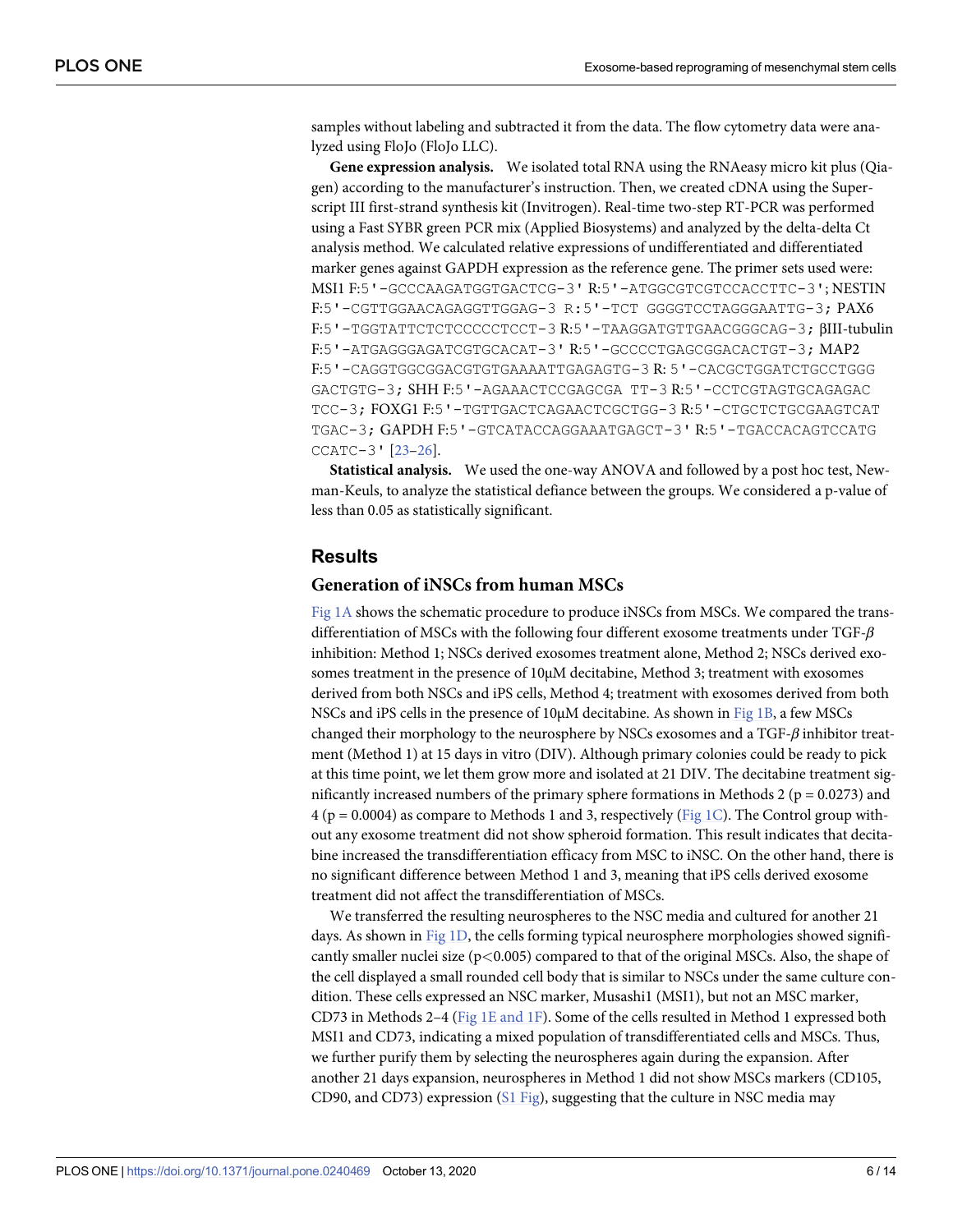samples without labeling and subtracted it from the data. The flow cytometry data were analyzed using FloJo (FloJo LLC).

**Gene expression analysis.** We isolated total RNA using the RNAeasy micro kit plus (Qiagen) according to the manufacturer's instruction. Then, we created cDNA using the Superscript III first-strand synthesis kit (Invitrogen). Real-time two-step RT-PCR was performed using a Fast SYBR green PCR mix (Applied Biosystems) and analyzed by the delta-delta Ct analysis method. We calculated relative expressions of undifferentiated and differentiated marker genes against GAPDH expression as the reference gene. The primer sets used were: MSI1 F:5'-GCCCAAGATGGTGACTCG-3' R:5'-ATGGCGTCGTCCACCTTC-3'; NESTIN F:5'-CGTTGGAACAGAGGTTGGAG-3 R:5'-TCT GGGGTCCTAGGGAATTG-3; PAX6 F:5'-TGGTATTCTCTCCCCCTCCT-3 R:5'-TAAGGATGTTGAACGGGCAG-3; βIII-tubulin F:5'-ATGAGGGAGATCGTGCACAT-3' R:5'-GCCCCTGAGCGGACACTGT-3; MAP2 F:5'-CAGGTGGCGGACGTGTGAAAATTGAGAGTG-3 R: 5'-CACGCTGGATCTGCCTGGG GACTGTG-3; SHH F:5'-AGAAACTCCGAGCGA TT-3 R:5'-CCTCGTAGTGCAGAGAC TCC-3; FOXG1 F:5'-TGTTGACTCAGAACTCGCTGG-3 R:5'-CTGCTCTGCGAAGTCAT TGAC-3; GAPDH F:5'-GTCATACCAGGAAATGAGCT-3' R:5'-TGACCACAGTCCATG CCATC-3' [23–26].

**Statistical analysis.** We used the one-way ANOVA and followed by a post hoc test, Newman-Keuls, to analyze the statistical defiance between the groups. We considered a p-value of less than 0.05 as statistically significant.

## Results

### Generation of iNSCs from human MSCs

Fig 1A shows the schematic procedure to produce iNSCs from MSCs. We compared the transdifferentiation of MSCs with the following four different exosome treatments under TGF-$\beta$ inhibition: Method 1; NSCs derived exosomes treatment alone, Method 2; NSCs derived exosomes treatment in the presence of 10μM decitabine, Method 3; treatment with exosomes derived from both NSCs and iPS cells, Method 4; treatment with exosomes derived from both NSCs and iPS cells in the presence of 10μM decitabine. As shown in Fig 1B, a few MSCs changed their morphology to the neurosphere by NSCs exosomes and a TGF-$\beta$ inhibitor treatment (Method 1) at 15 days in vitro (DIV). Although primary colonies could be ready to pick at this time point, we let them grow more and isolated at 21 DIV. The decitabine treatment significantly increased numbers of the primary sphere formations in Methods 2 ($p = 0.0273$) and 4 ($p = 0.0004$) as compare to Methods 1 and 3, respectively (Fig 1C). The Control group without any exosome treatment did not show spheroid formation. This result indicates that decitabine increased the transdifferentiation efficacy from MSC to iNSC. On the other hand, there is no significant difference between Method 1 and 3, meaning that iPS cells derived exosome treatment did not affect the transdifferentiation of MSCs.

We transferred the resulting neurospheres to the NSC media and cultured for another 21 days. As shown in Fig 1D, the cells forming typical neurosphere morphologies showed significantly smaller nuclei size ($p<0.005$) compared to that of the original MSCs. Also, the shape of the cell displayed a small rounded cell body that is similar to NSCs under the same culture condition. These cells expressed an NSC marker, Musashi1 (MSI1), but not an MSC marker, CD73 in Methods 2–4 (Fig 1E and 1F). Some of the cells resulted in Method 1 expressed both MSI1 and CD73, indicating a mixed population of transdifferentiated cells and MSCs. Thus, we further purify them by selecting the neurospheres again during the expansion. After another 21 days expansion, neurospheres in Method 1 did not show MSCs markers (CD105, CD90, and CD73) expression (S1 Fig), suggesting that the culture in NSC media may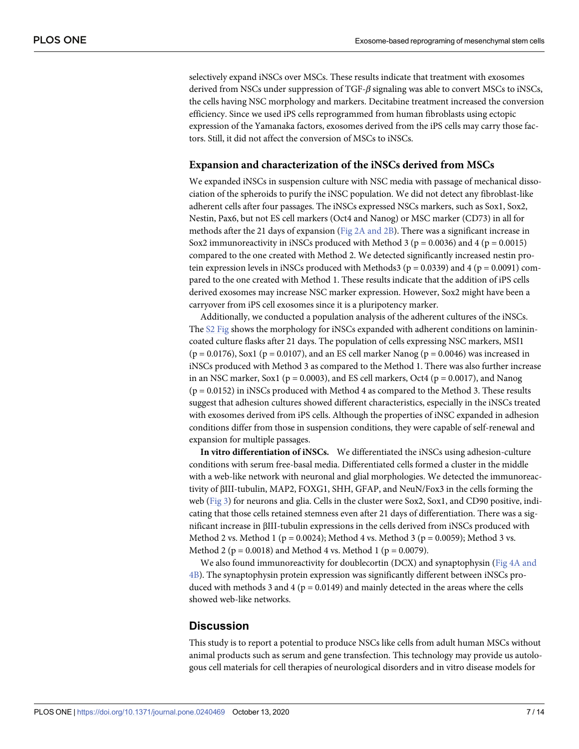selectively expand iNSCs over MSCs. These results indicate that treatment with exosomes derived from NSCs under suppression of TGF-$\beta$ signaling was able to convert MSCs to iNSCs, the cells having NSC morphology and markers. Decitabine treatment increased the conversion efficiency. Since we used iPS cells reprogrammed from human fibroblasts using ectopic expression of the Yamanaka factors, exosomes derived from the iPS cells may carry those factors. Still, it did not affect the conversion of MSCs to iNSCs.

### Expansion and characterization of the iNSCs derived from MSCs

We expanded iNSCs in suspension culture with NSC media with passage of mechanical dissociation of the spheroids to purify the iNSC population. We did not detect any fibroblast-like adherent cells after four passages. The iNSCs expressed NSCs markers, such as Sox1, Sox2, Nestin, Pax6, but not ES cell markers (Oct4 and Nanog) or MSC marker (CD73) in all for methods after the 21 days of expansion (Fig 2A and 2B). There was a significant increase in Sox2 immunoreactivity in iNSCs produced with Method 3 ($p = 0.0036$) and 4 ($p = 0.0015$) compared to the one created with Method 2. We detected significantly increased nestin protein expression levels in iNSCs produced with Methods3 ($p = 0.0339$) and 4 ($p = 0.0091$) compared to the one created with Method 1. These results indicate that the addition of iPS cells derived exosomes may increase NSC marker expression. However, Sox2 might have been a carryover from iPS cell exosomes since it is a pluripotency marker.

Additionally, we conducted a population analysis of the adherent cultures of the iNSCs. The S2 Fig shows the morphology for iNSCs expanded with adherent conditions on laminin-coated culture flasks after 21 days. The population of cells expressing NSC markers, MSI1 ($p = 0.0176$), Sox1 ($p = 0.0107$), and an ES cell marker Nanog ($p = 0.0046$) was increased in iNSCs produced with Method 3 as compared to the Method 1. There was also further increase in an NSC marker, Sox1 ($p = 0.0003$), and ES cell markers, Oct4 ($p = 0.0017$), and Nanog ($p = 0.0152$) in iNSCs produced with Method 4 as compared to the Method 3. These results suggest that adhesion cultures showed different characteristics, especially in the iNSCs treated with exosomes derived from iPS cells. Although the properties of iNSC expanded in adhesion conditions differ from those in suspension conditions, they were capable of self-renewal and expansion for multiple passages.

**In vitro differentiation of iNSCs.** We differentiated the iNSCs using adhesion-culture conditions with serum free-basal media. Differentiated cells formed a cluster in the middle with a web-like network with neuronal and glial morphologies. We detected the immunoreactivity of βIII-tubulin, MAP2, FOXG1, SHH, GFAP, and NeuN/Fox3 in the cells forming the web (Fig 3) for neurons and glia. Cells in the cluster were Sox2, Sox1, and CD90 positive, indicating that those cells retained stemness even after 21 days of differentiation. There was a significant increase in βIII-tubulin expressions in the cells derived from iNSCs produced with Method 2 vs. Method 1 ($p = 0.0024$); Method 4 vs. Method 3 ($p = 0.0059$); Method 3 vs. Method 2 ($p = 0.0018$) and Method 4 vs. Method 1 ($p = 0.0079$).

We also found immunoreactivity for doublecortin (DCX) and synaptophysin (Fig 4A and 4B). The synaptophysin protein expression was significantly different between iNSCs produced with methods 3 and 4 ($p = 0.0149$) and mainly detected in the areas where the cells showed web-like networks.

## Discussion

This study is to report a potential to produce NSCs like cells from adult human MSCs without animal products such as serum and gene transfection. This technology may provide us autologous cell materials for cell therapies of neurological disorders and in vitro disease models for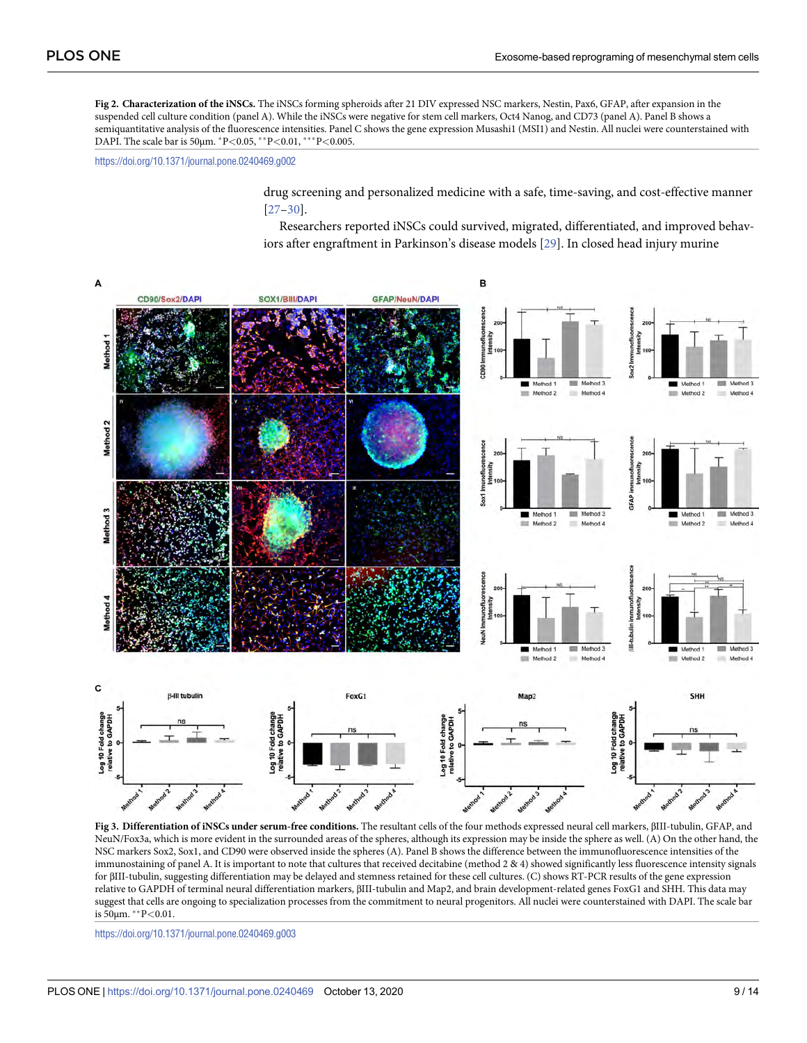**Fig 2. Characterization of the iNSCs.** The iNSCs forming spheroids after 21 DIV expressed NSC markers, Nestin, Pax6, GFAP, after expansion in the suspended cell culture condition (panel A). While the iNSCs were negative for stem cell markers, Oct4 Nanog, and CD73 (panel A). Panel B shows a semiquantitative analysis of the fluorescence intensities. Panel C shows the gene expression Musashi1 (MSI1) and Nestin. All nuclei were counterstained with DAPI. The scale bar is 50μm. \*P<0.05, \*\*P<0.01, \*\*\*P<0.005.

https://doi.org/10.1371/journal.pone.0240469.g002

drug screening and personalized medicine with a safe, time-saving, and cost-effective manner [27–30].

Researchers reported iNSCs could survived, migrated, differentiated, and improved behaviors after engraftment in Parkinson's disease models [29]. In closed head injury murine

**Fig 3. Differentiation of iNSCs under serum-free conditions.** The resultant cells of the four methods expressed neural cell markers, βIII-tubulin, GFAP, and NeuN/Fox3a, which is more evident in the surrounded areas of the spheres, although its expression may be inside the sphere as well. (A) On the other hand, the NSC markers Sox2, Sox1, and CD90 were observed inside the spheres (A). Panel B shows the difference between the immunofluorescence intensities of the immunostaining of panel A. It is important to note that cultures that received decitabine (method 2 & 4) showed significantly less fluorescence intensity signals for βIII-tubulin, suggesting differentiation may be delayed and stemness retained for these cell cultures. (C) shows RT-PCR results of the gene expression relative to GAPDH of terminal neural differentiation markers, βIII-tubulin and Map2, and brain development-related genes FoxG1 and SHH. This data may suggest that cells are ongoing to specialization processes from the commitment to neural progenitors. All nuclei were counterstained with DAPI. The scale bar is 50μm. \*\*P<0.01.

https://doi.org/10.1371/journal.pone.0240469.g003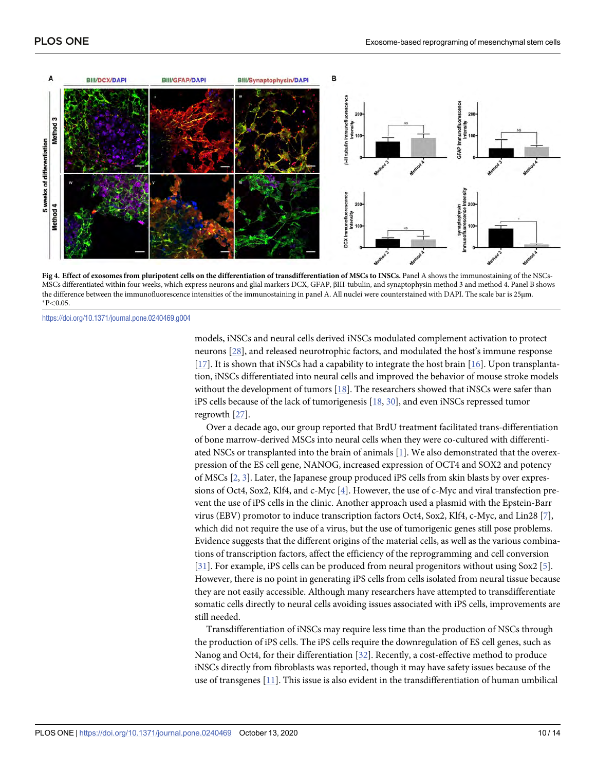**Fig 4. Effect of exosomes from pluripotent cells on the differentiation of transdifferentiation of MSCs to INSCs.** Panel A shows the immunostaining of the NSCs-MSCs differentiated within four weeks, which express neurons and glial markers DCX, GFAP, βIII-tubulin, and synaptophysin method 3 and method 4. Panel B shows the difference between the immunofluorescence intensities of the immunostaining in panel A. All nuclei were counterstained with DAPI. The scale bar is 25μm. *P<0.05.

https://doi.org/10.1371/journal.pone.0240469.g004

models, iNSCs and neural cells derived iNSCs modulated complement activation to protect neurons [28], and released neurotrophic factors, and modulated the host's immune response [17]. It is shown that iNSCs had a capability to integrate the host brain [16]. Upon transplantation, iNSCs differentiated into neural cells and improved the behavior of mouse stroke models without the development of tumors [18]. The researchers showed that iNSCs were safer than iPS cells because of the lack of tumorigenesis [18, 30], and even iNSCs repressed tumor regrowth [27].

Over a decade ago, our group reported that BrdU treatment facilitated trans-differentiation of bone marrow-derived MSCs into neural cells when they were co-cultured with differentiated NSCs or transplanted into the brain of animals [1]. We also demonstrated that the overexpression of the ES cell gene, NANOG, increased expression of OCT4 and SOX2 and potency of MSCs [2, 3]. Later, the Japanese group produced iPS cells from skin blasts by over expressions of Oct4, Sox2, Klf4, and c-Myc [4]. However, the use of c-Myc and viral transfection prevent the use of iPS cells in the clinic. Another approach used a plasmid with the Epstein-Barr virus (EBV) promotor to induce transcription factors Oct4, Sox2, Klf4, c-Myc, and Lin28 [7], which did not require the use of a virus, but the use of tumorigenic genes still pose problems. Evidence suggests that the different origins of the material cells, as well as the various combinations of transcription factors, affect the efficiency of the reprogramming and cell conversion [31]. For example, iPS cells can be produced from neural progenitors without using Sox2 [5]. However, there is no point in generating iPS cells from cells isolated from neural tissue because they are not easily accessible. Although many researchers have attempted to transdifferentiate somatic cells directly to neural cells avoiding issues associated with iPS cells, improvements are still needed.

Transdifferentiation of iNSCs may require less time than the production of NSCs through the production of iPS cells. The iPS cells require the downregulation of ES cell genes, such as Nanog and Oct4, for their differentiation [32]. Recently, a cost-effective method to produce iNSCs directly from fibroblasts was reported, though it may have safety issues because of the use of transgenes [11]. This issue is also evident in the transdifferentiation of human umbilical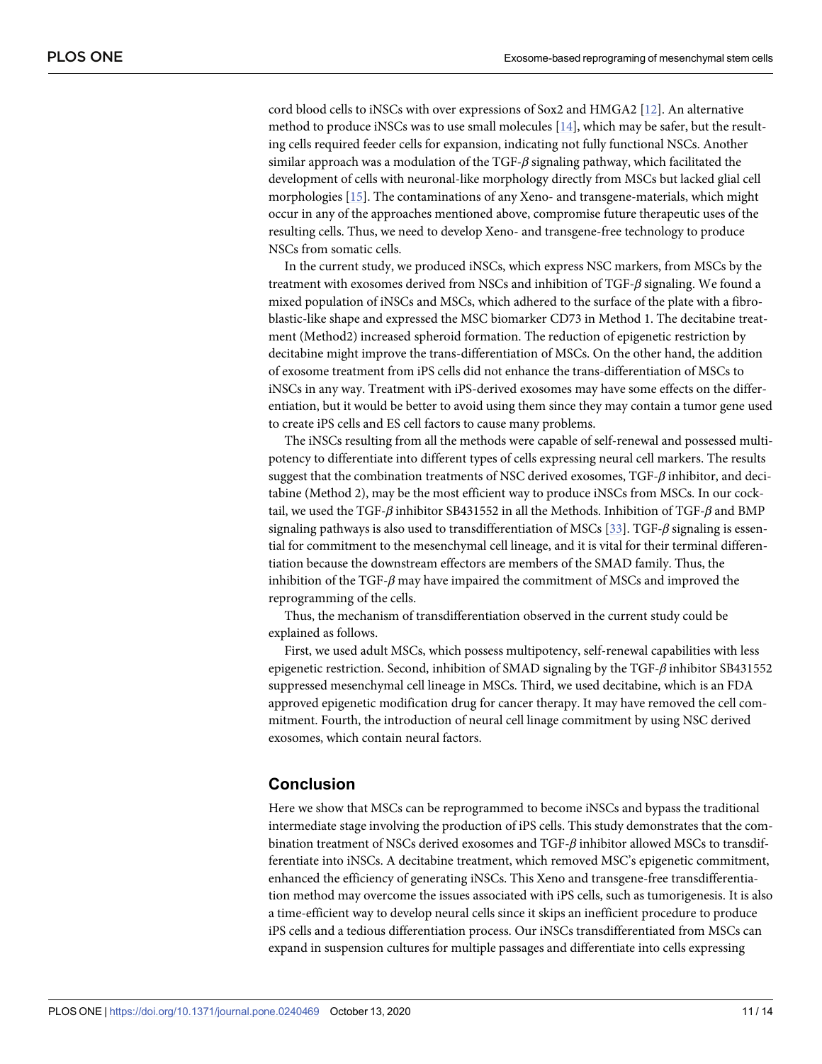cord blood cells to iNSCs with over expressions of Sox2 and HMGA2 [12]. An alternative method to produce iNSCs was to use small molecules [14], which may be safer, but the resulting cells required feeder cells for expansion, indicating not fully functional NSCs. Another similar approach was a modulation of the TGF-$\beta$ signaling pathway, which facilitated the development of cells with neuronal-like morphology directly from MSCs but lacked glial cell morphologies [15]. The contaminations of any Xeno- and transgene-materials, which might occur in any of the approaches mentioned above, compromise future therapeutic uses of the resulting cells. Thus, we need to develop Xeno- and transgene-free technology to produce NSCs from somatic cells.

In the current study, we produced iNSCs, which express NSC markers, from MSCs by the treatment with exosomes derived from NSCs and inhibition of TGF-$\beta$ signaling. We found a mixed population of iNSCs and MSCs, which adhered to the surface of the plate with a fibroblastic-like shape and expressed the MSC biomarker CD73 in Method 1. The decitabine treatment (Method2) increased spheroid formation. The reduction of epigenetic restriction by decitabine might improve the trans-differentiation of MSCs. On the other hand, the addition of exosome treatment from iPS cells did not enhance the trans-differentiation of MSCs to iNSCs in any way. Treatment with iPS-derived exosomes may have some effects on the differentiation, but it would be better to avoid using them since they may contain a tumor gene used to create iPS cells and ES cell factors to cause many problems.

The iNSCs resulting from all the methods were capable of self-renewal and possessed multipotency to differentiate into different types of cells expressing neural cell markers. The results suggest that the combination treatments of NSC derived exosomes, TGF-$\beta$ inhibitor, and decitabine (Method 2), may be the most efficient way to produce iNSCs from MSCs. In our cocktail, we used the TGF-$\beta$ inhibitor SB431552 in all the Methods. Inhibition of TGF-$\beta$ and BMP signaling pathways is also used to transdifferentiation of MSCs [33]. TGF-$\beta$ signaling is essential for commitment to the mesenchymal cell lineage, and it is vital for their terminal differentiation because the downstream effectors are members of the SMAD family. Thus, the inhibition of the TGF-$\beta$ may have impaired the commitment of MSCs and improved the reprogramming of the cells.

Thus, the mechanism of transdifferentiation observed in the current study could be explained as follows.

First, we used adult MSCs, which possess multipotency, self-renewal capabilities with less epigenetic restriction. Second, inhibition of SMAD signaling by the TGF-$\beta$ inhibitor SB431552 suppressed mesenchymal cell lineage in MSCs. Third, we used decitabine, which is an FDA approved epigenetic modification drug for cancer therapy. It may have removed the cell commitment. Fourth, the introduction of neural cell linage commitment by using NSC derived exosomes, which contain neural factors.

## Conclusion

Here we show that MSCs can be reprogrammed to become iNSCs and bypass the traditional intermediate stage involving the production of iPS cells. This study demonstrates that the combination treatment of NSCs derived exosomes and TGF-$\beta$ inhibitor allowed MSCs to transdifferentiate into iNSCs. A decitabine treatment, which removed MSC's epigenetic commitment, enhanced the efficiency of generating iNSCs. This Xeno and transgene-free transdifferentiation method may overcome the issues associated with iPS cells, such as tumorigenesis. It is also a time-efficient way to develop neural cells since it skips an inefficient procedure to produce iPS cells and a tedious differentiation process. Our iNSCs transdifferentiated from MSCs can expand in suspension cultures for multiple passages and differentiate into cells expressing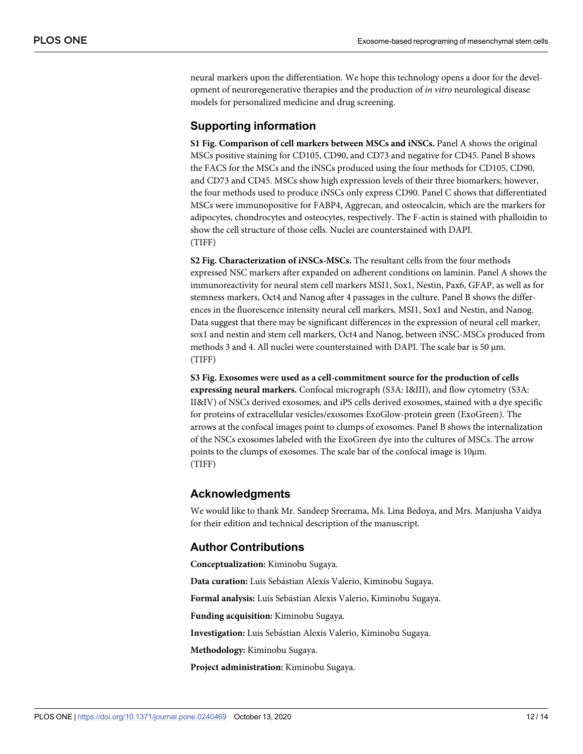neural markers upon the differentiation. We hope this technology opens a door for the development of neuroregenerative therapies and the production of *in vitro* neurological disease models for personalized medicine and drug screening.

## Supporting information

**S1 Fig. Comparison of cell markers between MSCs and iNSCs.** Panel A shows the original MSCs positive staining for CD105, CD90, and CD73 and negative for CD45. Panel B shows the FACS for the MSCs and the iNSCs produced using the four methods for CD105, CD90, and CD73 and CD45. MSCs show high expression levels of their three biomarkers; however, the four methods used to produce iNSCs only express CD90. Panel C shows that differentiated MSCs were immunopositive for FABP4, Aggrecan, and osteocalcin, which are the markers for adipocytes, chondrocytes and osteocytes, respectively. The F-actin is stained with phalloidin to show the cell structure of those cells. Nuclei are counterstained with DAPI.
(TIFF)

**S2 Fig. Characterization of iNSCs-MSCs.** The resultant cells from the four methods expressed NSC markers after expanded on adherent conditions on laminin. Panel A shows the immunoreactivity for neural stem cell markers MSI1, Sox1, Nestin, Pax6, GFAP, as well as for stemness markers, Oct4 and Nanog after 4 passages in the culture. Panel B shows the differences in the fluorescence intensity neural cell markers, MSI1, Sox1 and Nestin, and Nanog. Data suggest that there may be significant differences in the expression of neural cell marker, sox1 and nestin and stem cell markers, Oct4 and Nanog, between iNSC-MSCs produced from methods 3 and 4. All nuclei were counterstained with DAPI. The scale bar is 50 μm.
(TIFF)

**S3 Fig. Exosomes were used as a cell-commitment source for the production of cells expressing neural markers.** Confocal micrograph (S3A: I&III), and flow cytometry (S3A: II&IV) of NSCs derived exosomes, and iPS cells derived exosomes, stained with a dye specific for proteins of extracellular vesicles/exosomes ExoGlow-protein green (ExoGreen). The arrows at the confocal images point to clumps of exosomes. Panel B shows the internalization of the NSCs exosomes labeled with the ExoGreen dye into the cultures of MSCs. The arrow points to the clumps of exosomes. The scale bar of the confocal image is 10μm.
(TIFF)

## Acknowledgments

We would like to thank Mr. Sandeep Sreerama, Ms. Lina Bedoya, and Mrs. Manjusha Vaidya for their edition and technical description of the manuscript.

## Author Contributions

**Conceptualization:** Kiminobu Sugaya.

**Data curation:** Luis Sebástian Alexis Valerio, Kiminobu Sugaya.

**Formal analysis:** Luis Sebástian Alexis Valerio, Kiminobu Sugaya.

**Funding acquisition:** Kiminobu Sugaya.

**Investigation:** Luis Sebástian Alexis Valerio, Kiminobu Sugaya.

**Methodology:** Kiminobu Sugaya.

**Project administration:** Kiminobu Sugaya.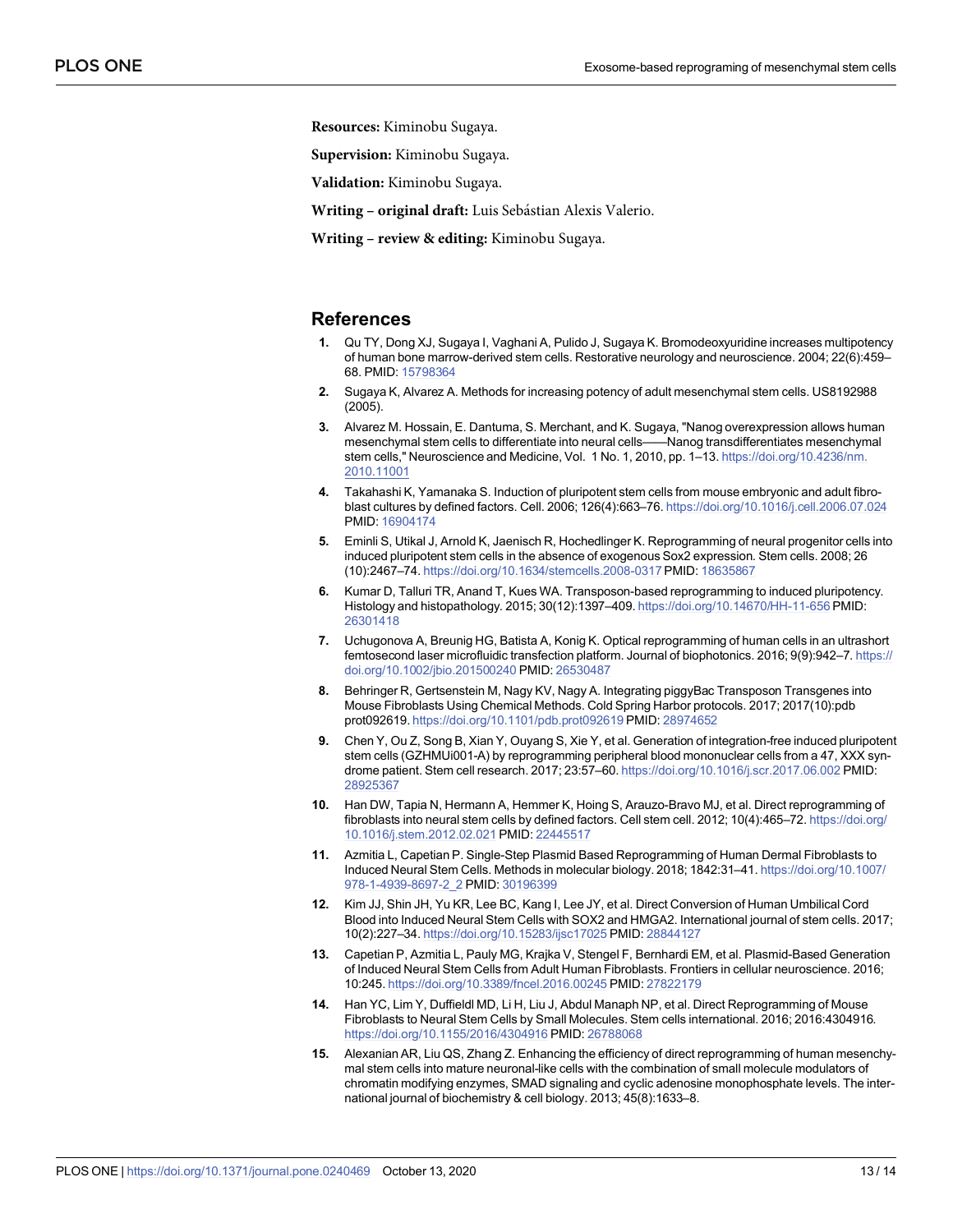**Resources:** Kiminobu Sugaya.

**Supervision:** Kiminobu Sugaya.

**Validation:** Kiminobu Sugaya.

**Writing – original draft:** Luis Sebástian Alexis Valerio.

**Writing – review & editing:** Kiminobu Sugaya.

## References

1. Qu TY, Dong XJ, Sugaya I, Vaghani A, Pulido J, Sugaya K. Bromodeoxyuridine increases multipotency of human bone marrow-derived stem cells. Restorative neurology and neuroscience. 2004; 22(6):459–68. PMID: 15798364
2. Sugaya K, Alvarez A. Methods for increasing potency of adult mesenchymal stem cells. US8192988 (2005).
3. Alvarez M. Hossain, E. Dantuma, S. Merchant, and K. Sugaya, "Nanog overexpression allows human mesenchymal stem cells to differentiate into neural cells——Nanog transdifferentiates mesenchymal stem cells," Neuroscience and Medicine, Vol. 1 No. 1, 2010, pp. 1–13. https://doi.org/10.4236/nm.2010.11001
4. Takahashi K, Yamanaka S. Induction of pluripotent stem cells from mouse embryonic and adult fibroblast cultures by defined factors. Cell. 2006; 126(4):663–76. https://doi.org/10.1016/j.cell.2006.07.024 PMID: 16904174
5. Eminli S, Utikal J, Arnold K, Jaenisch R, Hochedlinger K. Reprogramming of neural progenitor cells into induced pluripotent stem cells in the absence of exogenous Sox2 expression. Stem cells. 2008; 26 (10):2467–74. https://doi.org/10.1634/stemcells.2008-0317 PMID: 18635867
6. Kumar D, Talluri TR, Anand T, Kues WA. Transposon-based reprogramming to induced pluripotency. Histology and histopathology. 2015; 30(12):1397–409. https://doi.org/10.14670/HH-11-656 PMID: 26301418
7. Uchugonova A, Breunig HG, Batista A, Konig K. Optical reprogramming of human cells in an ultrashort femtosecond laser microfluidic transfection platform. Journal of biophotonics. 2016; 9(9):942–7. https://doi.org/10.1002/jbio.201500240 PMID: 26530487
8. Behringer R, Gertsenstein M, Nagy KV, Nagy A. Integrating piggyBac Transposon Transgenes into Mouse Fibroblasts Using Chemical Methods. Cold Spring Harbor protocols. 2017; 2017(10):pdb prot092619. https://doi.org/10.1101/pdb.prot092619 PMID: 28974652
9. Chen Y, Ou Z, Song B, Xian Y, Ouyang S, Xie Y, et al. Generation of integration-free induced pluripotent stem cells (GZHMUi001-A) by reprogramming peripheral blood mononuclear cells from a 47, XXX syndrome patient. Stem cell research. 2017; 23:57–60. https://doi.org/10.1016/j.scr.2017.06.002 PMID: 28925367
10. Han DW, Tapia N, Hermann A, Hemmer K, Hoing S, Arauzo-Bravo MJ, et al. Direct reprogramming of fibroblasts into neural stem cells by defined factors. Cell stem cell. 2012; 10(4):465–72. https://doi.org/10.1016/j.stem.2012.02.021 PMID: 22445517
11. Azmitia L, Capetian P. Single-Step Plasmid Based Reprogramming of Human Dermal Fibroblasts to Induced Neural Stem Cells. Methods in molecular biology. 2018; 1842:31–41. https://doi.org/10.1007/978-1-4939-8697-2_2 PMID: 30196399
12. Kim JJ, Shin JH, Yu KR, Lee BC, Kang I, Lee JY, et al. Direct Conversion of Human Umbilical Cord Blood into Induced Neural Stem Cells with SOX2 and HMGA2. International journal of stem cells. 2017; 10(2):227–34. https://doi.org/10.15283/ijsc17025 PMID: 28844127
13. Capetian P, Azmitia L, Pauly MG, Krajka V, Stengel F, Bernhardi EM, et al. Plasmid-Based Generation of Induced Neural Stem Cells from Adult Human Fibroblasts. Frontiers in cellular neuroscience. 2016; 10:245. https://doi.org/10.3389/fncel.2016.00245 PMID: 27822179
14. Han YC, Lim Y, Duffieldl MD, Li H, Liu J, Abdul Manaph NP, et al. Direct Reprogramming of Mouse Fibroblasts to Neural Stem Cells by Small Molecules. Stem cells international. 2016; 2016:4304916. https://doi.org/10.1155/2016/4304916 PMID: 26788068
15. Alexanian AR, Liu QS, Zhang Z. Enhancing the efficiency of direct reprogramming of human mesenchymal stem cells into mature neuronal-like cells with the combination of small molecule modulators of chromatin modifying enzymes, SMAD signaling and cyclic adenosine monophosphate levels. The international journal of biochemistry & cell biology. 2013; 45(8):1633–8.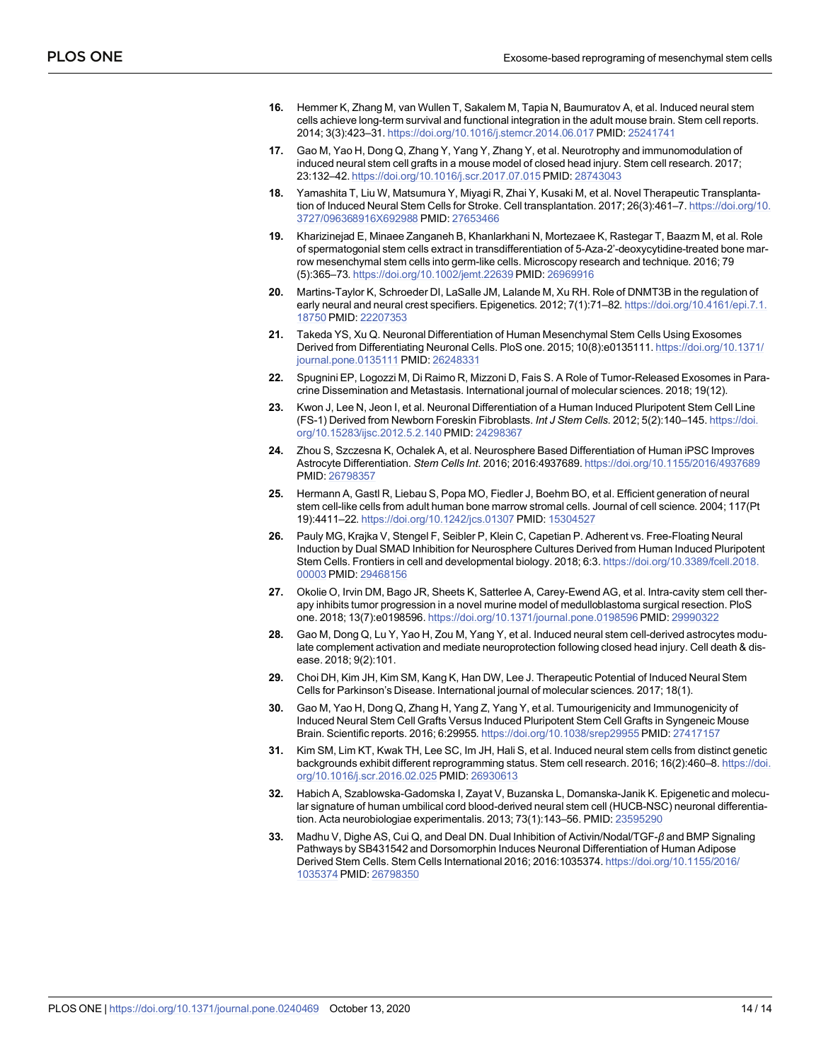16. Hemmer K, Zhang M, van Wullen T, Sakalem M, Tapia N, Baumuratov A, et al. Induced neural stem cells achieve long-term survival and functional integration in the adult mouse brain. Stem cell reports. 2014; 3(3):423–31. https://doi.org/10.1016/j.stemcr.2014.06.017 PMID: 25241741

17. Gao M, Yao H, Dong Q, Zhang Y, Yang Y, Zhang Y, et al. Neurotrophy and immunomodulation of induced neural stem cell grafts in a mouse model of closed head injury. Stem cell research. 2017; 23:132–42. https://doi.org/10.1016/j.scr.2017.07.015 PMID: 28743043

18. Yamashita T, Liu W, Matsumura Y, Miyagi R, Zhai Y, Kusaki M, et al. Novel Therapeutic Transplantation of Induced Neural Stem Cells for Stroke. Cell transplantation. 2017; 26(3):461–7. https://doi.org/10.3727/096368916X692988 PMID: 27653466

19. Kharizinejad E, Minaee Zanganeh B, Khanlarkhani N, Mortezaee K, Rastegar T, Baazm M, et al. Role of spermatogonial stem cells extract in transdifferentiation of 5-Aza-2'-deoxycytidine-treated bone marrow mesenchymal stem cells into germ-like cells. Microscopy research and technique. 2016; 79 (5):365–73. https://doi.org/10.1002/jemt.22639 PMID: 26969916

20. Martins-Taylor K, Schroeder DI, LaSalle JM, Lalande M, Xu RH. Role of DNMT3B in the regulation of early neural and neural crest specifiers. Epigenetics. 2012; 7(1):71–82. https://doi.org/10.4161/epi.7.1.18750 PMID: 22207353

21. Takeda YS, Xu Q. Neuronal Differentiation of Human Mesenchymal Stem Cells Using Exosomes Derived from Differentiating Neuronal Cells. PloS one. 2015; 10(8):e0135111. https://doi.org/10.1371/journal.pone.0135111 PMID: 26248331

22. Spugnini EP, Logozzi M, Di Raimo R, Mizzoni D, Fais S. A Role of Tumor-Released Exosomes in Paracrine Dissemination and Metastasis. International journal of molecular sciences. 2018; 19(12).

23. Kwon J, Lee N, Jeon I, et al. Neuronal Differentiation of a Human Induced Pluripotent Stem Cell Line (FS-1) Derived from Newborn Foreskin Fibroblasts. *Int J Stem Cells.* 2012; 5(2):140–145. https://doi.org/10.15283/ijsc.2012.5.2.140 PMID: 24298367

24. Zhou S, Szczesna K, Ochalek A, et al. Neurosphere Based Differentiation of Human iPSC Improves Astrocyte Differentiation. *Stem Cells Int.* 2016; 2016:4937689. https://doi.org/10.1155/2016/4937689 PMID: 26798357

25. Hermann A, Gastl R, Liebau S, Popa MO, Fiedler J, Boehm BO, et al. Efficient generation of neural stem cell-like cells from adult human bone marrow stromal cells. Journal of cell science. 2004; 117(Pt 19):4411–22. https://doi.org/10.1242/jcs.01307 PMID: 15304527

26. Pauly MG, Krajka V, Stengel F, Seibler P, Klein C, Capetian P. Adherent vs. Free-Floating Neural Induction by Dual SMAD Inhibition for Neurosphere Cultures Derived from Human Induced Pluripotent Stem Cells. Frontiers in cell and developmental biology. 2018; 6:3. https://doi.org/10.3389/fcell.2018.00003 PMID: 29468156

27. Okolie O, Irvin DM, Bago JR, Sheets K, Satterlee A, Carey-Ewend AG, et al. Intra-cavity stem cell therapy inhibits tumor progression in a novel murine model of medulloblastoma surgical resection. PloS one. 2018; 13(7):e0198596. https://doi.org/10.1371/journal.pone.0198596 PMID: 29990322

28. Gao M, Dong Q, Lu Y, Yao H, Zou M, Yang Y, et al. Induced neural stem cell-derived astrocytes modulate complement activation and mediate neuroprotection following closed head injury. Cell death & disease. 2018; 9(2):101.

29. Choi DH, Kim JH, Kim SM, Kang K, Han DW, Lee J. Therapeutic Potential of Induced Neural Stem Cells for Parkinson's Disease. International journal of molecular sciences. 2017; 18(1).

30. Gao M, Yao H, Dong Q, Zhang H, Yang Z, Yang Y, et al. Tumourigenicity and Immunogenicity of Induced Neural Stem Cell Grafts Versus Induced Pluripotent Stem Cell Grafts in Syngeneic Mouse Brain. Scientific reports. 2016; 6:29955. https://doi.org/10.1038/srep29955 PMID: 27417157

31. Kim SM, Lim KT, Kwak TH, Lee SC, Im JH, Hali S, et al. Induced neural stem cells from distinct genetic backgrounds exhibit different reprogramming status. Stem cell research. 2016; 16(2):460–8. https://doi.org/10.1016/j.scr.2016.02.025 PMID: 26930613

32. Habich A, Szablowska-Gadomska I, Zayat V, Buzanska L, Domanska-Janik K. Epigenetic and molecular signature of human umbilical cord blood-derived neural stem cell (HUCB-NSC) neuronal differentiation. Acta neurobiologiae experimentalis. 2013; 73(1):143–56. PMID: 23595290

33. Madhu V, Dighe AS, Cui Q, and Deal DN. Dual Inhibition of Activin/Nodal/TGF-$\beta$ and BMP Signaling Pathways by SB431542 and Dorsomorphin Induces Neuronal Differentiation of Human Adipose Derived Stem Cells. Stem Cells International 2016; 2016:1035374. https://doi.org/10.1155/2016/1035374 PMID: 26798350